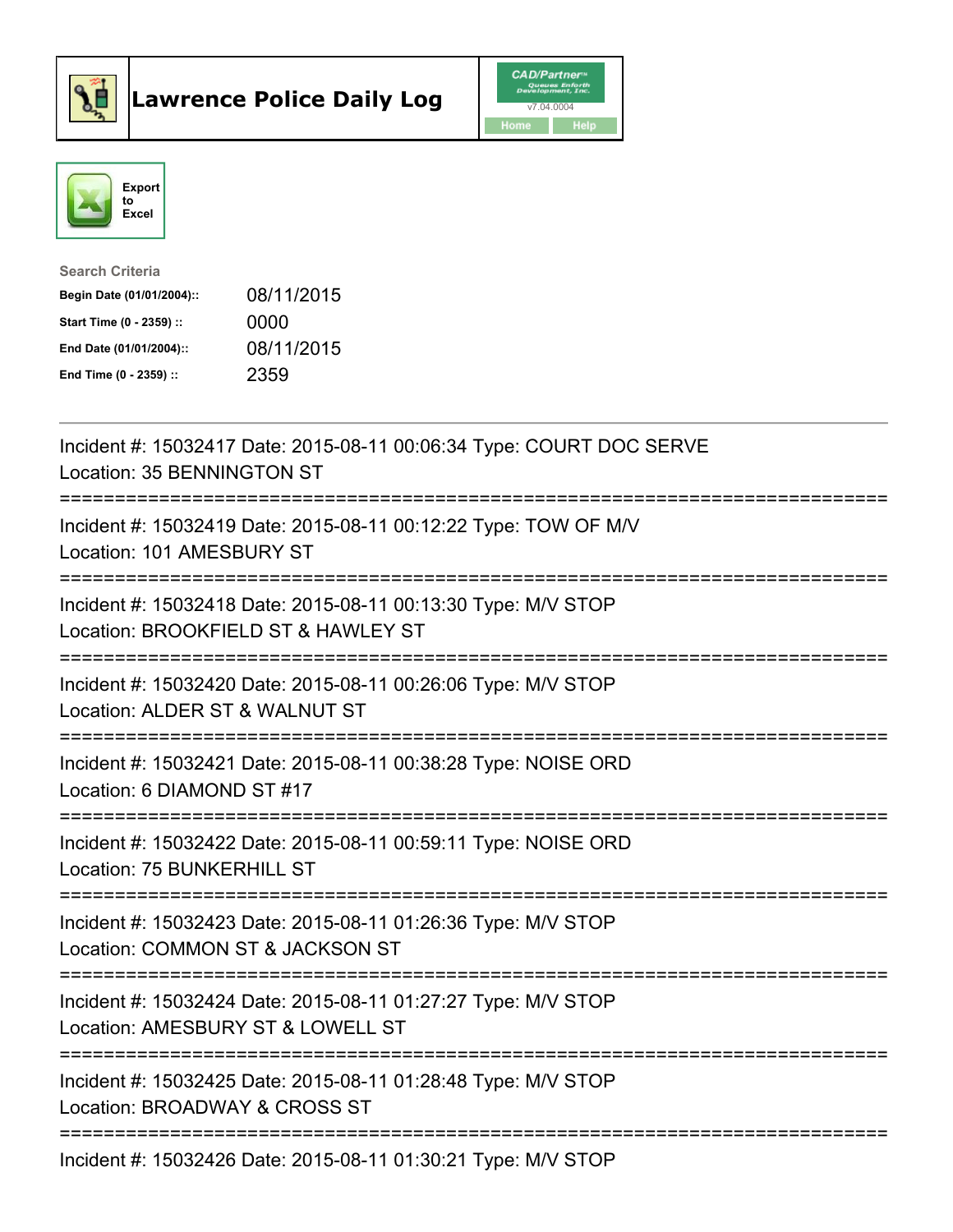# Lawrence Police Daily Log

CAD/Partner v7.04.0004

Home | Help

Export to Excel

**Search Criteria**

| | |
|---|---|
| **Begin Date (01/01/2004)::** | 08/11/2015 |
| **Start Time (0 - 2359) ::** | 0000 |
| **End Date (01/01/2004)::** | 08/11/2015 |
| **End Time (0 - 2359) ::** | 2359 |

---

Incident #: 15032417 Date: 2015-08-11 00:06:34 Type: COURT DOC SERVE
Location: 35 BENNINGTON ST

===========================================================================

Incident #: 15032419 Date: 2015-08-11 00:12:22 Type: TOW OF M/V
Location: 101 AMESBURY ST

===========================================================================

Incident #: 15032418 Date: 2015-08-11 00:13:30 Type: M/V STOP
Location: BROOKFIELD ST & HAWLEY ST

===========================================================================

Incident #: 15032420 Date: 2015-08-11 00:26:06 Type: M/V STOP
Location: ALDER ST & WALNUT ST

===========================================================================

Incident #: 15032421 Date: 2015-08-11 00:38:28 Type: NOISE ORD
Location: 6 DIAMOND ST #17

===========================================================================

Incident #: 15032422 Date: 2015-08-11 00:59:11 Type: NOISE ORD
Location: 75 BUNKERHILL ST

===========================================================================

Incident #: 15032423 Date: 2015-08-11 01:26:36 Type: M/V STOP
Location: COMMON ST & JACKSON ST

===========================================================================

Incident #: 15032424 Date: 2015-08-11 01:27:27 Type: M/V STOP
Location: AMESBURY ST & LOWELL ST

===========================================================================

Incident #: 15032425 Date: 2015-08-11 01:28:48 Type: M/V STOP
Location: BROADWAY & CROSS ST

===========================================================================

Incident #: 15032426 Date: 2015-08-11 01:30:21 Type: M/V STOP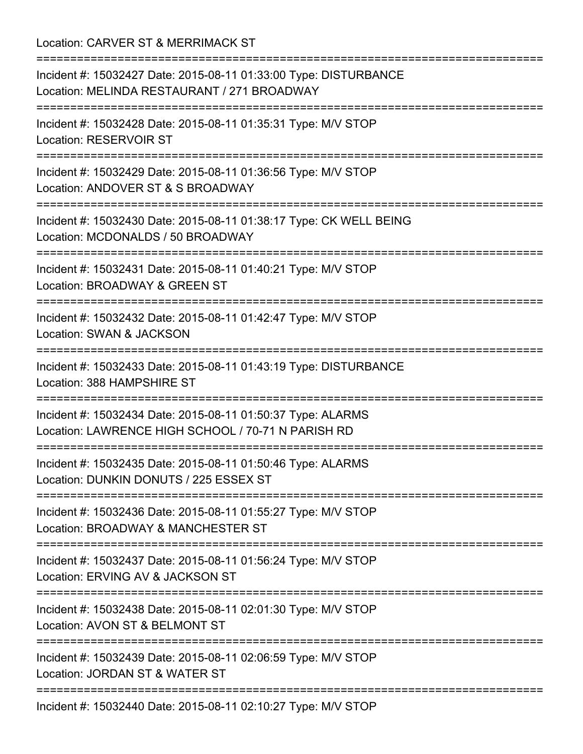Location: CARVER ST & MERRIMACK ST

===========================================================================

Incident #: 15032427 Date: 2015-08-11 01:33:00 Type: DISTURBANCE
Location: MELINDA RESTAURANT / 271 BROADWAY

===========================================================================

Incident #: 15032428 Date: 2015-08-11 01:35:31 Type: M/V STOP
Location: RESERVOIR ST

===========================================================================

Incident #: 15032429 Date: 2015-08-11 01:36:56 Type: M/V STOP
Location: ANDOVER ST & S BROADWAY

===========================================================================

Incident #: 15032430 Date: 2015-08-11 01:38:17 Type: CK WELL BEING
Location: MCDONALDS / 50 BROADWAY

===========================================================================

Incident #: 15032431 Date: 2015-08-11 01:40:21 Type: M/V STOP
Location: BROADWAY & GREEN ST

===========================================================================

Incident #: 15032432 Date: 2015-08-11 01:42:47 Type: M/V STOP
Location: SWAN & JACKSON

===========================================================================

Incident #: 15032433 Date: 2015-08-11 01:43:19 Type: DISTURBANCE
Location: 388 HAMPSHIRE ST

===========================================================================

Incident #: 15032434 Date: 2015-08-11 01:50:37 Type: ALARMS
Location: LAWRENCE HIGH SCHOOL / 70-71 N PARISH RD

===========================================================================

Incident #: 15032435 Date: 2015-08-11 01:50:46 Type: ALARMS
Location: DUNKIN DONUTS / 225 ESSEX ST

===========================================================================

Incident #: 15032436 Date: 2015-08-11 01:55:27 Type: M/V STOP
Location: BROADWAY & MANCHESTER ST

===========================================================================

Incident #: 15032437 Date: 2015-08-11 01:56:24 Type: M/V STOP
Location: ERVING AV & JACKSON ST

===========================================================================

Incident #: 15032438 Date: 2015-08-11 02:01:30 Type: M/V STOP
Location: AVON ST & BELMONT ST

===========================================================================

Incident #: 15032439 Date: 2015-08-11 02:06:59 Type: M/V STOP
Location: JORDAN ST & WATER ST

===========================================================================

Incident #: 15032440 Date: 2015-08-11 02:10:27 Type: M/V STOP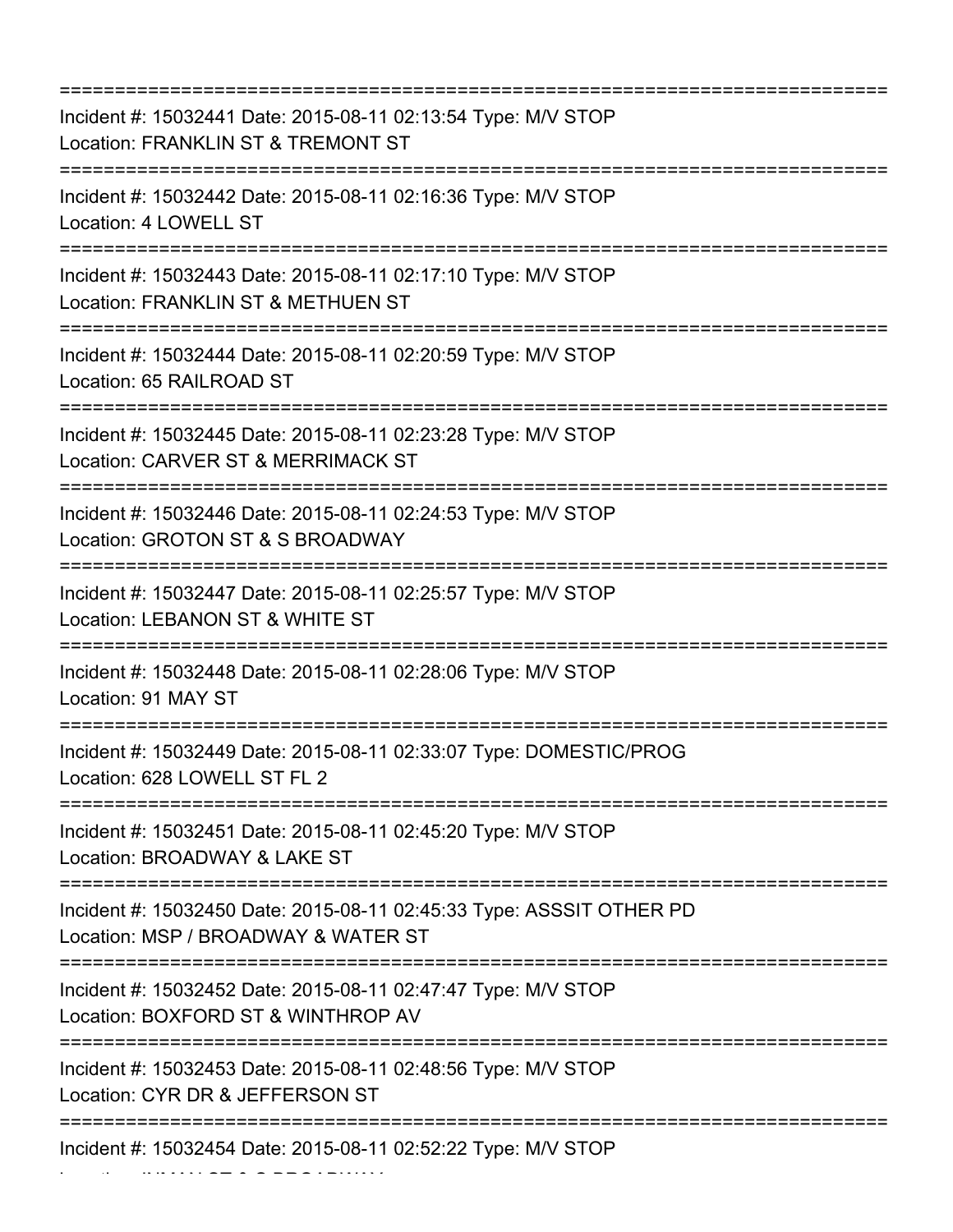===========================================================================
Incident #: 15032441 Date: 2015-08-11 02:13:54 Type: M/V STOP
Location: FRANKLIN ST & TREMONT ST
===========================================================================
Incident #: 15032442 Date: 2015-08-11 02:16:36 Type: M/V STOP
Location: 4 LOWELL ST
===========================================================================
Incident #: 15032443 Date: 2015-08-11 02:17:10 Type: M/V STOP
Location: FRANKLIN ST & METHUEN ST
===========================================================================
Incident #: 15032444 Date: 2015-08-11 02:20:59 Type: M/V STOP
Location: 65 RAILROAD ST
===========================================================================
Incident #: 15032445 Date: 2015-08-11 02:23:28 Type: M/V STOP
Location: CARVER ST & MERRIMACK ST
===========================================================================
Incident #: 15032446 Date: 2015-08-11 02:24:53 Type: M/V STOP
Location: GROTON ST & S BROADWAY
===========================================================================
Incident #: 15032447 Date: 2015-08-11 02:25:57 Type: M/V STOP
Location: LEBANON ST & WHITE ST
===========================================================================
Incident #: 15032448 Date: 2015-08-11 02:28:06 Type: M/V STOP
Location: 91 MAY ST
===========================================================================
Incident #: 15032449 Date: 2015-08-11 02:33:07 Type: DOMESTIC/PROG
Location: 628 LOWELL ST FL 2
===========================================================================
Incident #: 15032451 Date: 2015-08-11 02:45:20 Type: M/V STOP
Location: BROADWAY & LAKE ST
===========================================================================
Incident #: 15032450 Date: 2015-08-11 02:45:33 Type: ASSSIT OTHER PD
Location: MSP / BROADWAY & WATER ST
===========================================================================
Incident #: 15032452 Date: 2015-08-11 02:47:47 Type: M/V STOP
Location: BOXFORD ST & WINTHROP AV
===========================================================================
Incident #: 15032453 Date: 2015-08-11 02:48:56 Type: M/V STOP
Location: CYR DR & JEFFERSON ST
===========================================================================
Incident #: 15032454 Date: 2015-08-11 02:52:22 Type: M/V STOP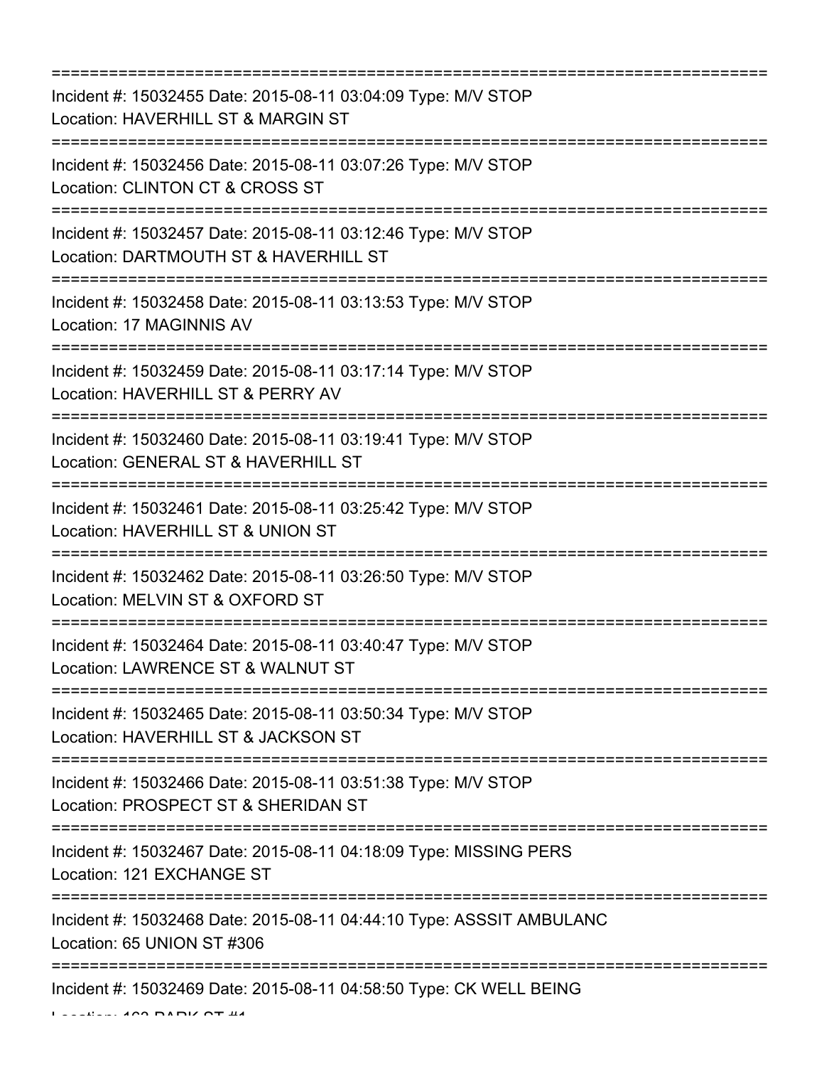===========================================================================

Incident #: 15032455 Date: 2015-08-11 03:04:09 Type: M/V STOP
Location: HAVERHILL ST & MARGIN ST

===========================================================================

Incident #: 15032456 Date: 2015-08-11 03:07:26 Type: M/V STOP
Location: CLINTON CT & CROSS ST

===========================================================================

Incident #: 15032457 Date: 2015-08-11 03:12:46 Type: M/V STOP
Location: DARTMOUTH ST & HAVERHILL ST

===========================================================================

Incident #: 15032458 Date: 2015-08-11 03:13:53 Type: M/V STOP
Location: 17 MAGINNIS AV

===========================================================================

Incident #: 15032459 Date: 2015-08-11 03:17:14 Type: M/V STOP
Location: HAVERHILL ST & PERRY AV

===========================================================================

Incident #: 15032460 Date: 2015-08-11 03:19:41 Type: M/V STOP
Location: GENERAL ST & HAVERHILL ST

===========================================================================

Incident #: 15032461 Date: 2015-08-11 03:25:42 Type: M/V STOP
Location: HAVERHILL ST & UNION ST

===========================================================================

Incident #: 15032462 Date: 2015-08-11 03:26:50 Type: M/V STOP
Location: MELVIN ST & OXFORD ST

===========================================================================

Incident #: 15032464 Date: 2015-08-11 03:40:47 Type: M/V STOP
Location: LAWRENCE ST & WALNUT ST

===========================================================================

Incident #: 15032465 Date: 2015-08-11 03:50:34 Type: M/V STOP
Location: HAVERHILL ST & JACKSON ST

===========================================================================

Incident #: 15032466 Date: 2015-08-11 03:51:38 Type: M/V STOP
Location: PROSPECT ST & SHERIDAN ST

===========================================================================

Incident #: 15032467 Date: 2015-08-11 04:18:09 Type: MISSING PERS
Location: 121 EXCHANGE ST

===========================================================================

Incident #: 15032468 Date: 2015-08-11 04:44:10 Type: ASSSIT AMBULANC
Location: 65 UNION ST #306

===========================================================================

Incident #: 15032469 Date: 2015-08-11 04:58:50 Type: CK WELL BEING
Location: 162 PARK ST #1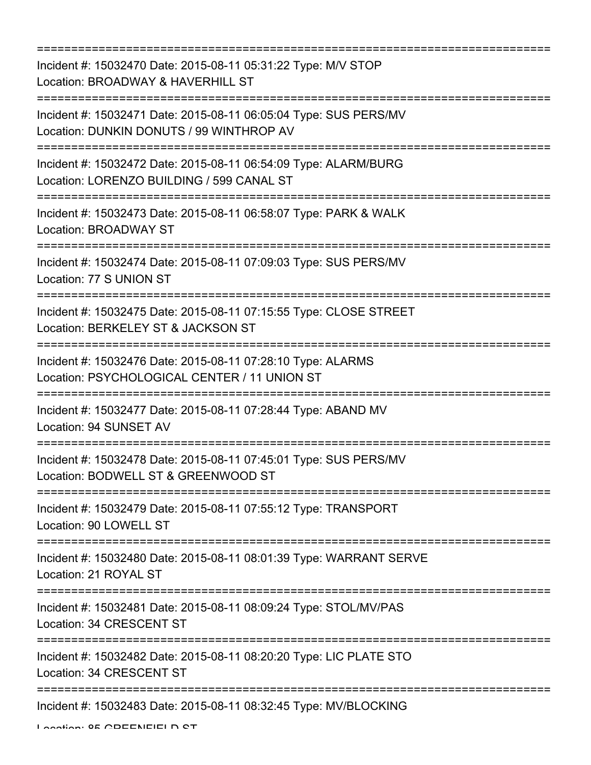===========================================================================

Incident #: 15032470 Date: 2015-08-11 05:31:22 Type: M/V STOP

Location: BROADWAY & HAVERHILL ST

===========================================================================

Incident #: 15032471 Date: 2015-08-11 06:05:04 Type: SUS PERS/MV

Location: DUNKIN DONUTS / 99 WINTHROP AV

===========================================================================

Incident #: 15032472 Date: 2015-08-11 06:54:09 Type: ALARM/BURG

Location: LORENZO BUILDING / 599 CANAL ST

===========================================================================

Incident #: 15032473 Date: 2015-08-11 06:58:07 Type: PARK & WALK

Location: BROADWAY ST

===========================================================================

Incident #: 15032474 Date: 2015-08-11 07:09:03 Type: SUS PERS/MV

Location: 77 S UNION ST

===========================================================================

Incident #: 15032475 Date: 2015-08-11 07:15:55 Type: CLOSE STREET

Location: BERKELEY ST & JACKSON ST

===========================================================================

Incident #: 15032476 Date: 2015-08-11 07:28:10 Type: ALARMS

Location: PSYCHOLOGICAL CENTER / 11 UNION ST

===========================================================================

Incident #: 15032477 Date: 2015-08-11 07:28:44 Type: ABAND MV

Location: 94 SUNSET AV

===========================================================================

Incident #: 15032478 Date: 2015-08-11 07:45:01 Type: SUS PERS/MV

Location: BODWELL ST & GREENWOOD ST

===========================================================================

Incident #: 15032479 Date: 2015-08-11 07:55:12 Type: TRANSPORT

Location: 90 LOWELL ST

===========================================================================

Incident #: 15032480 Date: 2015-08-11 08:01:39 Type: WARRANT SERVE

Location: 21 ROYAL ST

===========================================================================

Incident #: 15032481 Date: 2015-08-11 08:09:24 Type: STOL/MV/PAS

Location: 34 CRESCENT ST

===========================================================================

Incident #: 15032482 Date: 2015-08-11 08:20:20 Type: LIC PLATE STO

Location: 34 CRESCENT ST

===========================================================================

Incident #: 15032483 Date: 2015-08-11 08:32:45 Type: MV/BLOCKING

Location: 85 GREENFIELD ST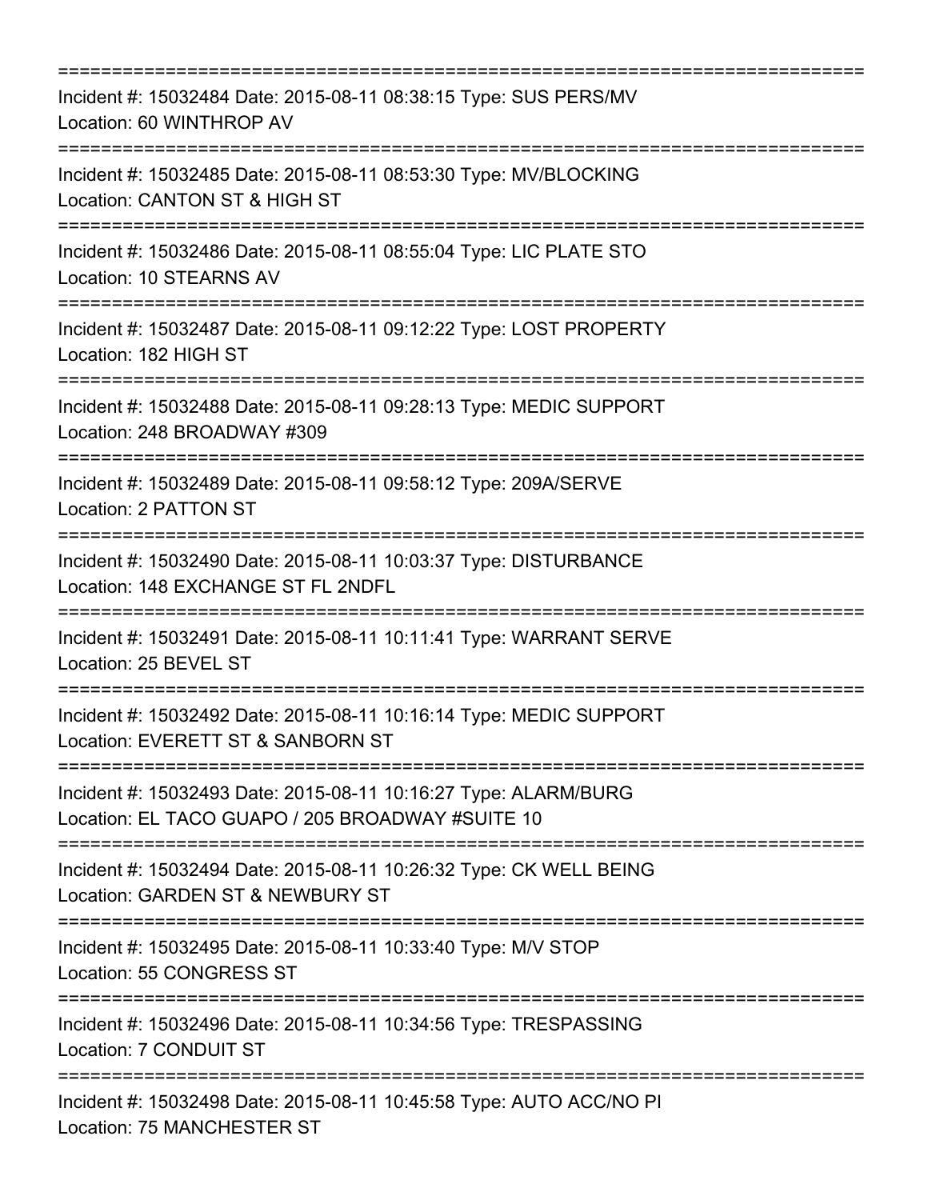===========================================================================
Incident #: 15032484 Date: 2015-08-11 08:38:15 Type: SUS PERS/MV
Location: 60 WINTHROP AV
===========================================================================
Incident #: 15032485 Date: 2015-08-11 08:53:30 Type: MV/BLOCKING
Location: CANTON ST & HIGH ST
===========================================================================
Incident #: 15032486 Date: 2015-08-11 08:55:04 Type: LIC PLATE STO
Location: 10 STEARNS AV
===========================================================================
Incident #: 15032487 Date: 2015-08-11 09:12:22 Type: LOST PROPERTY
Location: 182 HIGH ST
===========================================================================
Incident #: 15032488 Date: 2015-08-11 09:28:13 Type: MEDIC SUPPORT
Location: 248 BROADWAY #309
===========================================================================
Incident #: 15032489 Date: 2015-08-11 09:58:12 Type: 209A/SERVE
Location: 2 PATTON ST
===========================================================================
Incident #: 15032490 Date: 2015-08-11 10:03:37 Type: DISTURBANCE
Location: 148 EXCHANGE ST FL 2NDFL
===========================================================================
Incident #: 15032491 Date: 2015-08-11 10:11:41 Type: WARRANT SERVE
Location: 25 BEVEL ST
===========================================================================
Incident #: 15032492 Date: 2015-08-11 10:16:14 Type: MEDIC SUPPORT
Location: EVERETT ST & SANBORN ST
===========================================================================
Incident #: 15032493 Date: 2015-08-11 10:16:27 Type: ALARM/BURG
Location: EL TACO GUAPO / 205 BROADWAY #SUITE 10
===========================================================================
Incident #: 15032494 Date: 2015-08-11 10:26:32 Type: CK WELL BEING
Location: GARDEN ST & NEWBURY ST
===========================================================================
Incident #: 15032495 Date: 2015-08-11 10:33:40 Type: M/V STOP
Location: 55 CONGRESS ST
===========================================================================
Incident #: 15032496 Date: 2015-08-11 10:34:56 Type: TRESPASSING
Location: 7 CONDUIT ST
===========================================================================
Incident #: 15032498 Date: 2015-08-11 10:45:58 Type: AUTO ACC/NO PI
Location: 75 MANCHESTER ST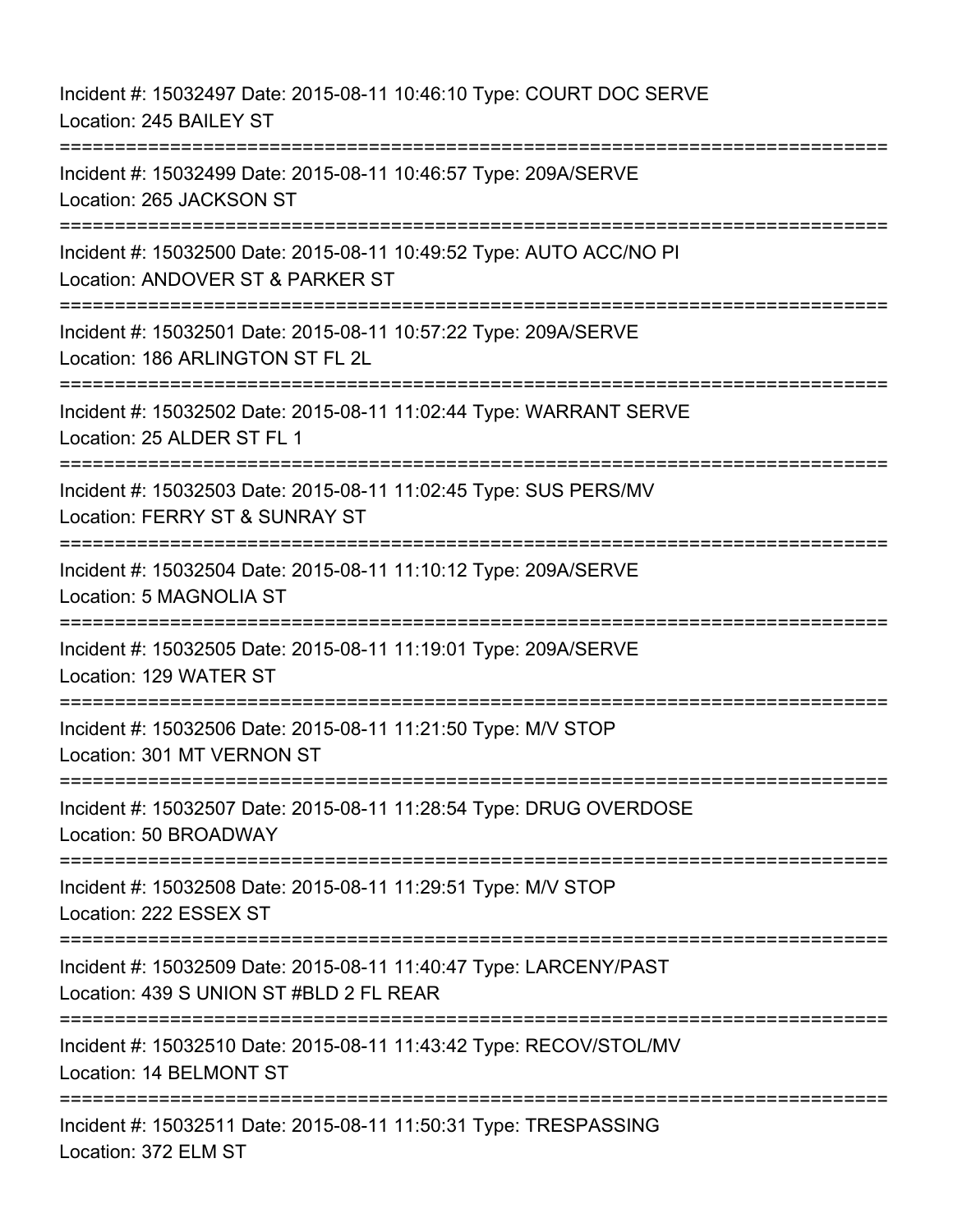Incident #: 15032497 Date: 2015-08-11 10:46:10 Type: COURT DOC SERVE
Location: 245 BAILEY ST

===========================================================================

Incident #: 15032499 Date: 2015-08-11 10:46:57 Type: 209A/SERVE
Location: 265 JACKSON ST

===========================================================================

Incident #: 15032500 Date: 2015-08-11 10:49:52 Type: AUTO ACC/NO PI
Location: ANDOVER ST & PARKER ST

===========================================================================

Incident #: 15032501 Date: 2015-08-11 10:57:22 Type: 209A/SERVE
Location: 186 ARLINGTON ST FL 2L

===========================================================================

Incident #: 15032502 Date: 2015-08-11 11:02:44 Type: WARRANT SERVE
Location: 25 ALDER ST FL 1

===========================================================================

Incident #: 15032503 Date: 2015-08-11 11:02:45 Type: SUS PERS/MV
Location: FERRY ST & SUNRAY ST

===========================================================================

Incident #: 15032504 Date: 2015-08-11 11:10:12 Type: 209A/SERVE
Location: 5 MAGNOLIA ST

===========================================================================

Incident #: 15032505 Date: 2015-08-11 11:19:01 Type: 209A/SERVE
Location: 129 WATER ST

===========================================================================

Incident #: 15032506 Date: 2015-08-11 11:21:50 Type: M/V STOP
Location: 301 MT VERNON ST

===========================================================================

Incident #: 15032507 Date: 2015-08-11 11:28:54 Type: DRUG OVERDOSE
Location: 50 BROADWAY

===========================================================================

Incident #: 15032508 Date: 2015-08-11 11:29:51 Type: M/V STOP
Location: 222 ESSEX ST

===========================================================================

Incident #: 15032509 Date: 2015-08-11 11:40:47 Type: LARCENY/PAST
Location: 439 S UNION ST #BLD 2 FL REAR

===========================================================================

Incident #: 15032510 Date: 2015-08-11 11:43:42 Type: RECOV/STOL/MV
Location: 14 BELMONT ST

===========================================================================

Incident #: 15032511 Date: 2015-08-11 11:50:31 Type: TRESPASSING
Location: 372 ELM ST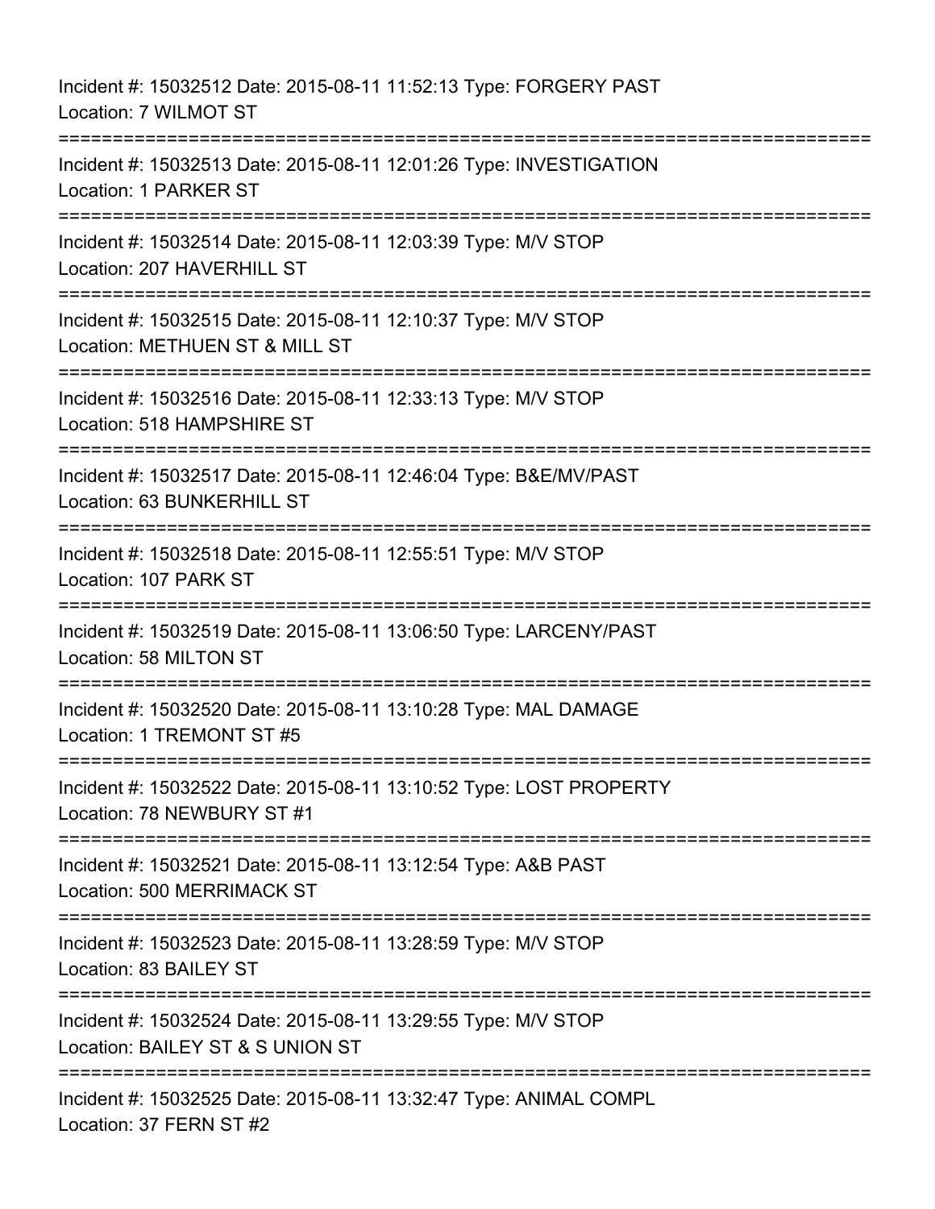Incident #: 15032512 Date: 2015-08-11 11:52:13 Type: FORGERY PAST
Location: 7 WILMOT ST

===========================================================================

Incident #: 15032513 Date: 2015-08-11 12:01:26 Type: INVESTIGATION
Location: 1 PARKER ST

===========================================================================

Incident #: 15032514 Date: 2015-08-11 12:03:39 Type: M/V STOP
Location: 207 HAVERHILL ST

===========================================================================

Incident #: 15032515 Date: 2015-08-11 12:10:37 Type: M/V STOP
Location: METHUEN ST & MILL ST

===========================================================================

Incident #: 15032516 Date: 2015-08-11 12:33:13 Type: M/V STOP
Location: 518 HAMPSHIRE ST

===========================================================================

Incident #: 15032517 Date: 2015-08-11 12:46:04 Type: B&E/MV/PAST
Location: 63 BUNKERHILL ST

===========================================================================

Incident #: 15032518 Date: 2015-08-11 12:55:51 Type: M/V STOP
Location: 107 PARK ST

===========================================================================

Incident #: 15032519 Date: 2015-08-11 13:06:50 Type: LARCENY/PAST
Location: 58 MILTON ST

===========================================================================

Incident #: 15032520 Date: 2015-08-11 13:10:28 Type: MAL DAMAGE
Location: 1 TREMONT ST #5

===========================================================================

Incident #: 15032522 Date: 2015-08-11 13:10:52 Type: LOST PROPERTY
Location: 78 NEWBURY ST #1

===========================================================================

Incident #: 15032521 Date: 2015-08-11 13:12:54 Type: A&B PAST
Location: 500 MERRIMACK ST

===========================================================================

Incident #: 15032523 Date: 2015-08-11 13:28:59 Type: M/V STOP
Location: 83 BAILEY ST

===========================================================================

Incident #: 15032524 Date: 2015-08-11 13:29:55 Type: M/V STOP
Location: BAILEY ST & S UNION ST

===========================================================================

Incident #: 15032525 Date: 2015-08-11 13:32:47 Type: ANIMAL COMPL
Location: 37 FERN ST #2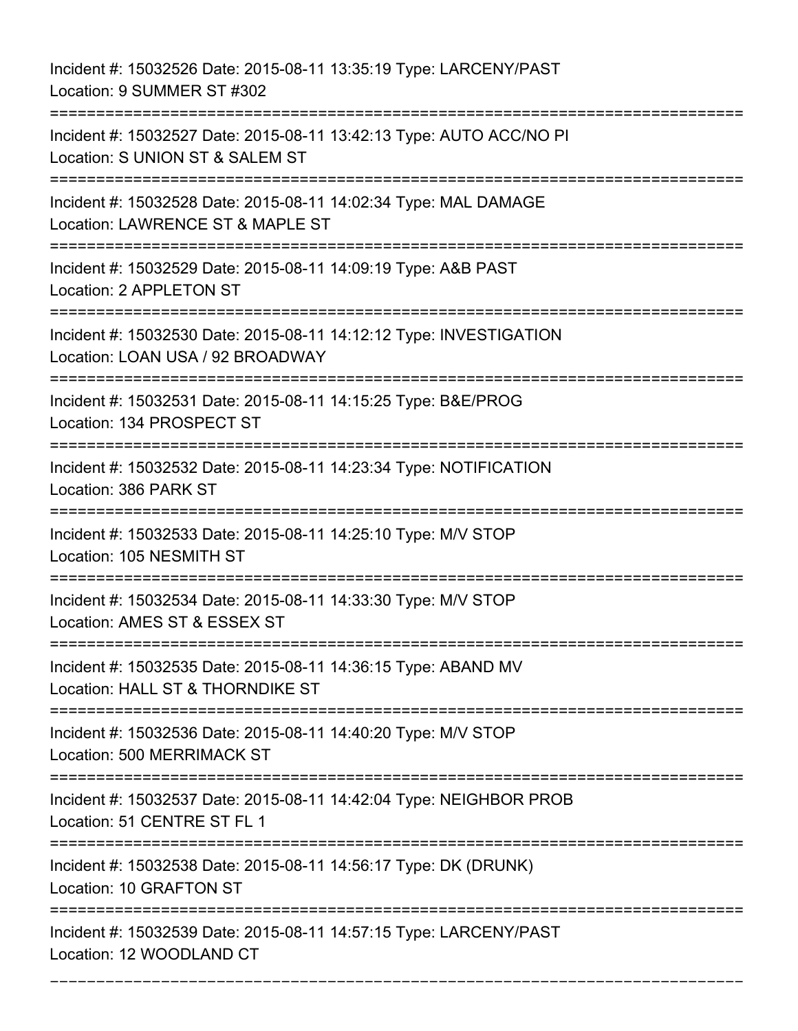Incident #: 15032526 Date: 2015-08-11 13:35:19 Type: LARCENY/PAST
Location: 9 SUMMER ST #302

===========================================================================

Incident #: 15032527 Date: 2015-08-11 13:42:13 Type: AUTO ACC/NO PI
Location: S UNION ST & SALEM ST

===========================================================================

Incident #: 15032528 Date: 2015-08-11 14:02:34 Type: MAL DAMAGE
Location: LAWRENCE ST & MAPLE ST

===========================================================================

Incident #: 15032529 Date: 2015-08-11 14:09:19 Type: A&B PAST
Location: 2 APPLETON ST

===========================================================================

Incident #: 15032530 Date: 2015-08-11 14:12:12 Type: INVESTIGATION
Location: LOAN USA / 92 BROADWAY

===========================================================================

Incident #: 15032531 Date: 2015-08-11 14:15:25 Type: B&E/PROG
Location: 134 PROSPECT ST

===========================================================================

Incident #: 15032532 Date: 2015-08-11 14:23:34 Type: NOTIFICATION
Location: 386 PARK ST

===========================================================================

Incident #: 15032533 Date: 2015-08-11 14:25:10 Type: M/V STOP
Location: 105 NESMITH ST

===========================================================================

Incident #: 15032534 Date: 2015-08-11 14:33:30 Type: M/V STOP
Location: AMES ST & ESSEX ST

===========================================================================

Incident #: 15032535 Date: 2015-08-11 14:36:15 Type: ABAND MV
Location: HALL ST & THORNDIKE ST

===========================================================================

Incident #: 15032536 Date: 2015-08-11 14:40:20 Type: M/V STOP
Location: 500 MERRIMACK ST

===========================================================================

Incident #: 15032537 Date: 2015-08-11 14:42:04 Type: NEIGHBOR PROB
Location: 51 CENTRE ST FL 1

===========================================================================

Incident #: 15032538 Date: 2015-08-11 14:56:17 Type: DK (DRUNK)
Location: 10 GRAFTON ST

===========================================================================

Incident #: 15032539 Date: 2015-08-11 14:57:15 Type: LARCENY/PAST
Location: 12 WOODLAND CT

===========================================================================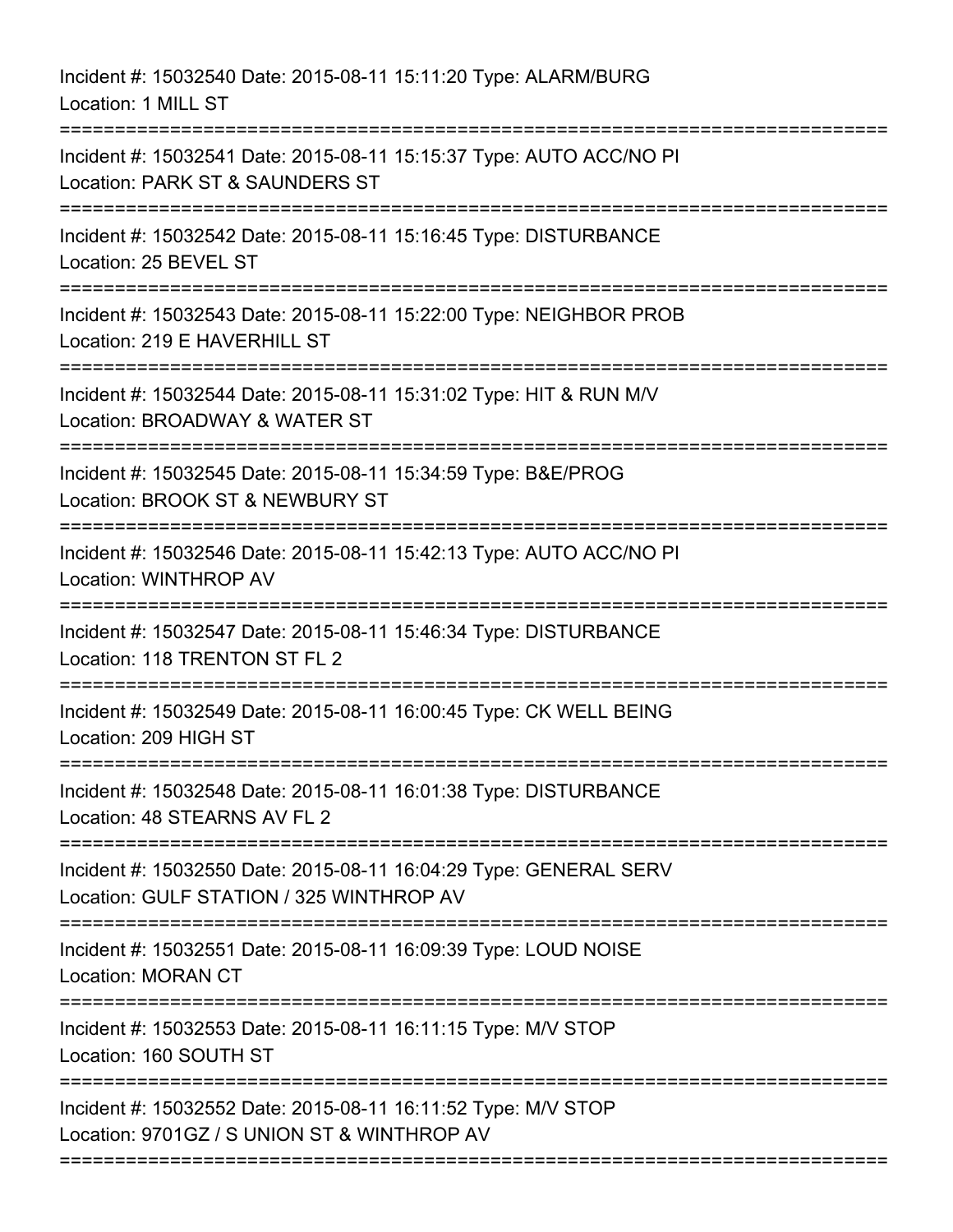Incident #: 15032540 Date: 2015-08-11 15:11:20 Type: ALARM/BURG
Location: 1 MILL ST

===========================================================================

Incident #: 15032541 Date: 2015-08-11 15:15:37 Type: AUTO ACC/NO PI
Location: PARK ST & SAUNDERS ST

===========================================================================

Incident #: 15032542 Date: 2015-08-11 15:16:45 Type: DISTURBANCE
Location: 25 BEVEL ST

===========================================================================

Incident #: 15032543 Date: 2015-08-11 15:22:00 Type: NEIGHBOR PROB
Location: 219 E HAVERHILL ST

===========================================================================

Incident #: 15032544 Date: 2015-08-11 15:31:02 Type: HIT & RUN M/V
Location: BROADWAY & WATER ST

===========================================================================

Incident #: 15032545 Date: 2015-08-11 15:34:59 Type: B&E/PROG
Location: BROOK ST & NEWBURY ST

===========================================================================

Incident #: 15032546 Date: 2015-08-11 15:42:13 Type: AUTO ACC/NO PI
Location: WINTHROP AV

===========================================================================

Incident #: 15032547 Date: 2015-08-11 15:46:34 Type: DISTURBANCE
Location: 118 TRENTON ST FL 2

===========================================================================

Incident #: 15032549 Date: 2015-08-11 16:00:45 Type: CK WELL BEING
Location: 209 HIGH ST

===========================================================================

Incident #: 15032548 Date: 2015-08-11 16:01:38 Type: DISTURBANCE
Location: 48 STEARNS AV FL 2

===========================================================================

Incident #: 15032550 Date: 2015-08-11 16:04:29 Type: GENERAL SERV
Location: GULF STATION / 325 WINTHROP AV

===========================================================================

Incident #: 15032551 Date: 2015-08-11 16:09:39 Type: LOUD NOISE
Location: MORAN CT

===========================================================================

Incident #: 15032553 Date: 2015-08-11 16:11:15 Type: M/V STOP
Location: 160 SOUTH ST

===========================================================================

Incident #: 15032552 Date: 2015-08-11 16:11:52 Type: M/V STOP
Location: 9701GZ / S UNION ST & WINTHROP AV

===========================================================================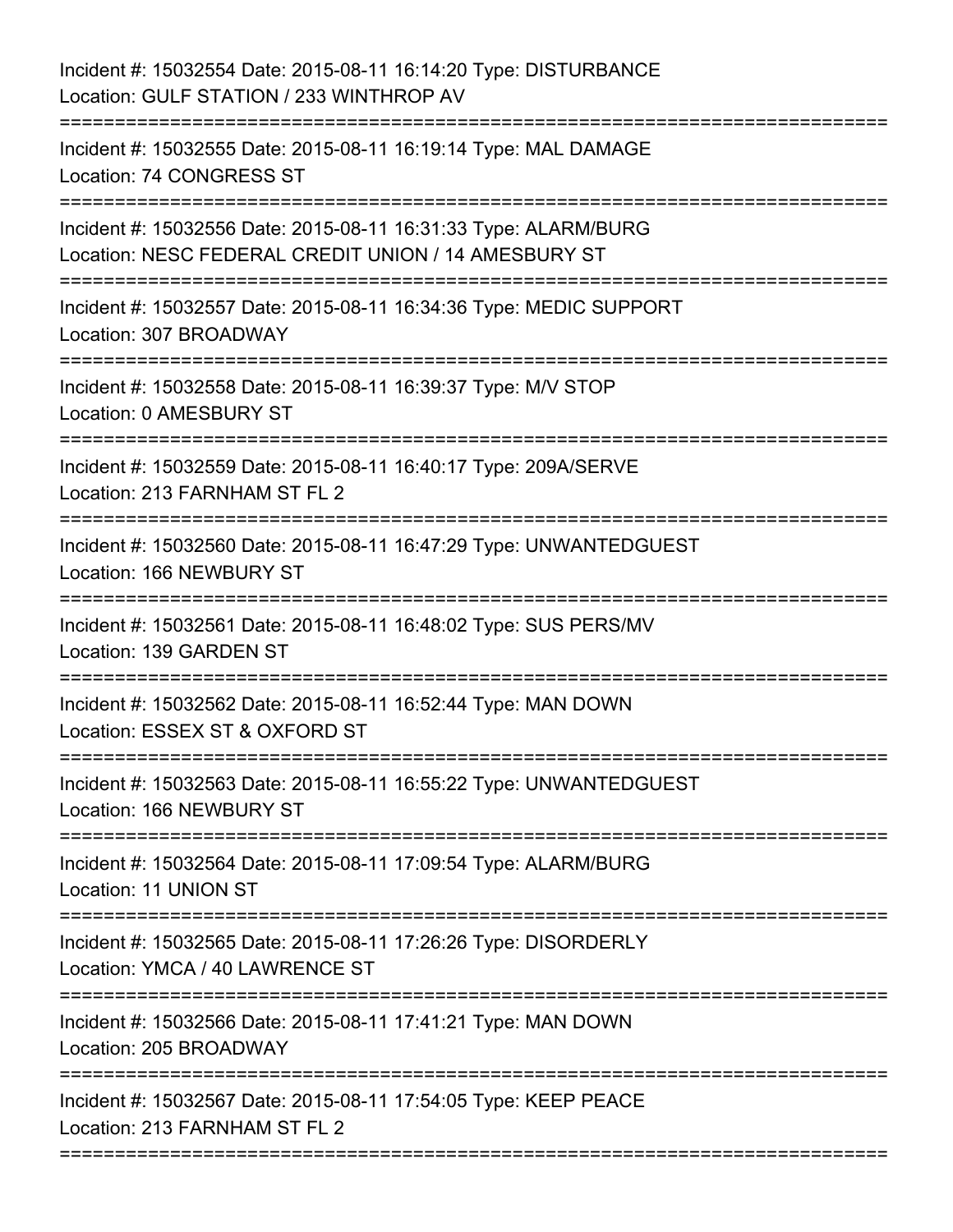Incident #: 15032554 Date: 2015-08-11 16:14:20 Type: DISTURBANCE
Location: GULF STATION / 233 WINTHROP AV

===========================================================================

Incident #: 15032555 Date: 2015-08-11 16:19:14 Type: MAL DAMAGE
Location: 74 CONGRESS ST

===========================================================================

Incident #: 15032556 Date: 2015-08-11 16:31:33 Type: ALARM/BURG
Location: NESC FEDERAL CREDIT UNION / 14 AMESBURY ST

===========================================================================

Incident #: 15032557 Date: 2015-08-11 16:34:36 Type: MEDIC SUPPORT
Location: 307 BROADWAY

===========================================================================

Incident #: 15032558 Date: 2015-08-11 16:39:37 Type: M/V STOP
Location: 0 AMESBURY ST

===========================================================================

Incident #: 15032559 Date: 2015-08-11 16:40:17 Type: 209A/SERVE
Location: 213 FARNHAM ST FL 2

===========================================================================

Incident #: 15032560 Date: 2015-08-11 16:47:29 Type: UNWANTEDGUEST
Location: 166 NEWBURY ST

===========================================================================

Incident #: 15032561 Date: 2015-08-11 16:48:02 Type: SUS PERS/MV
Location: 139 GARDEN ST

===========================================================================

Incident #: 15032562 Date: 2015-08-11 16:52:44 Type: MAN DOWN
Location: ESSEX ST & OXFORD ST

===========================================================================

Incident #: 15032563 Date: 2015-08-11 16:55:22 Type: UNWANTEDGUEST
Location: 166 NEWBURY ST

===========================================================================

Incident #: 15032564 Date: 2015-08-11 17:09:54 Type: ALARM/BURG
Location: 11 UNION ST

===========================================================================

Incident #: 15032565 Date: 2015-08-11 17:26:26 Type: DISORDERLY
Location: YMCA / 40 LAWRENCE ST

===========================================================================

Incident #: 15032566 Date: 2015-08-11 17:41:21 Type: MAN DOWN
Location: 205 BROADWAY

===========================================================================

Incident #: 15032567 Date: 2015-08-11 17:54:05 Type: KEEP PEACE
Location: 213 FARNHAM ST FL 2

===========================================================================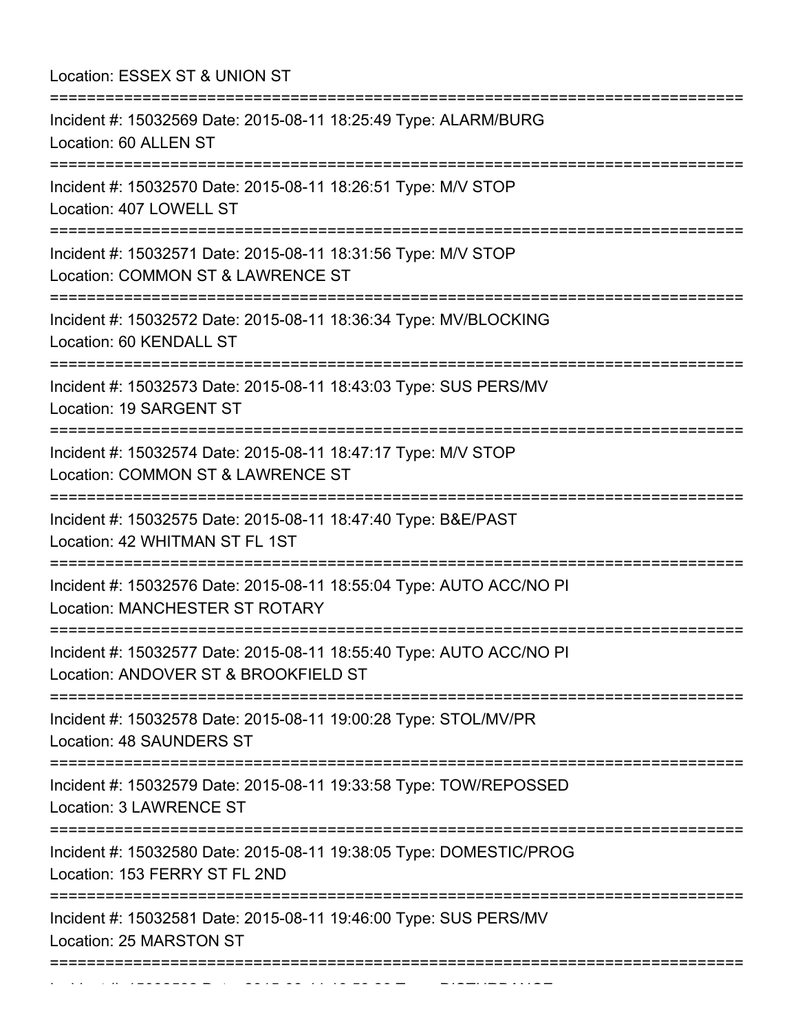Location: ESSEX ST & UNION ST

===========================================================================

Incident #: 15032569 Date: 2015-08-11 18:25:49 Type: ALARM/BURG
Location: 60 ALLEN ST

===========================================================================

Incident #: 15032570 Date: 2015-08-11 18:26:51 Type: M/V STOP
Location: 407 LOWELL ST

===========================================================================

Incident #: 15032571 Date: 2015-08-11 18:31:56 Type: M/V STOP
Location: COMMON ST & LAWRENCE ST

===========================================================================

Incident #: 15032572 Date: 2015-08-11 18:36:34 Type: MV/BLOCKING
Location: 60 KENDALL ST

===========================================================================

Incident #: 15032573 Date: 2015-08-11 18:43:03 Type: SUS PERS/MV
Location: 19 SARGENT ST

===========================================================================

Incident #: 15032574 Date: 2015-08-11 18:47:17 Type: M/V STOP
Location: COMMON ST & LAWRENCE ST

===========================================================================

Incident #: 15032575 Date: 2015-08-11 18:47:40 Type: B&E/PAST
Location: 42 WHITMAN ST FL 1ST

===========================================================================

Incident #: 15032576 Date: 2015-08-11 18:55:04 Type: AUTO ACC/NO PI
Location: MANCHESTER ST ROTARY

===========================================================================

Incident #: 15032577 Date: 2015-08-11 18:55:40 Type: AUTO ACC/NO PI
Location: ANDOVER ST & BROOKFIELD ST

===========================================================================

Incident #: 15032578 Date: 2015-08-11 19:00:28 Type: STOL/MV/PR
Location: 48 SAUNDERS ST

===========================================================================

Incident #: 15032579 Date: 2015-08-11 19:33:58 Type: TOW/REPOSSED
Location: 3 LAWRENCE ST

===========================================================================

Incident #: 15032580 Date: 2015-08-11 19:38:05 Type: DOMESTIC/PROG
Location: 153 FERRY ST FL 2ND

===========================================================================

Incident #: 15032581 Date: 2015-08-11 19:46:00 Type: SUS PERS/MV
Location: 25 MARSTON ST

===========================================================================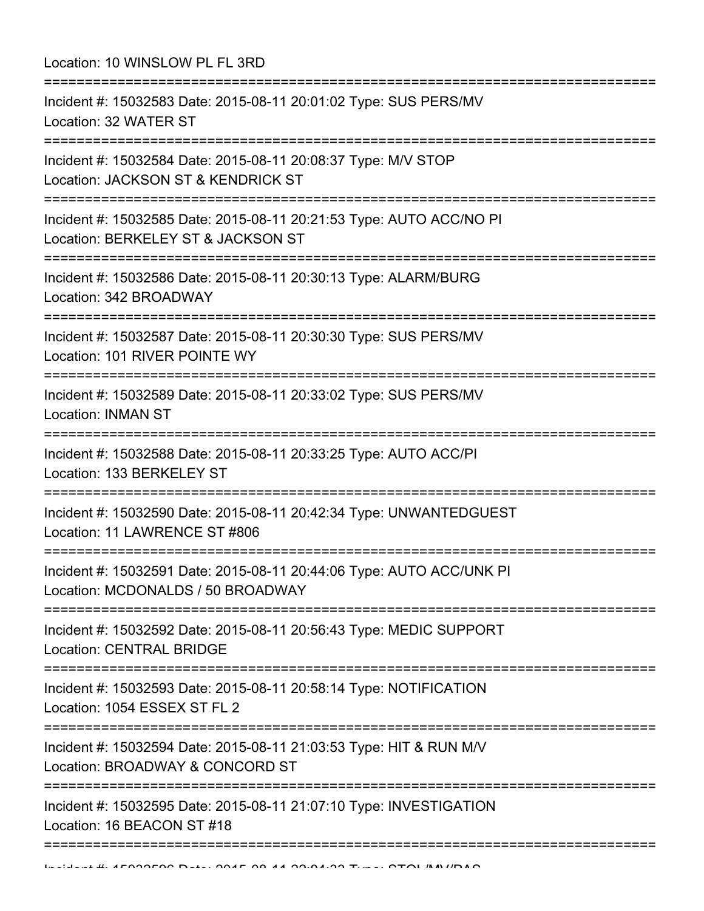Location: 10 WINSLOW PL FL 3RD

===========================================================================

Incident #: 15032583 Date: 2015-08-11 20:01:02 Type: SUS PERS/MV
Location: 32 WATER ST

===========================================================================

Incident #: 15032584 Date: 2015-08-11 20:08:37 Type: M/V STOP
Location: JACKSON ST & KENDRICK ST

===========================================================================

Incident #: 15032585 Date: 2015-08-11 20:21:53 Type: AUTO ACC/NO PI
Location: BERKELEY ST & JACKSON ST

===========================================================================

Incident #: 15032586 Date: 2015-08-11 20:30:13 Type: ALARM/BURG
Location: 342 BROADWAY

===========================================================================

Incident #: 15032587 Date: 2015-08-11 20:30:30 Type: SUS PERS/MV
Location: 101 RIVER POINTE WY

===========================================================================

Incident #: 15032589 Date: 2015-08-11 20:33:02 Type: SUS PERS/MV
Location: INMAN ST

===========================================================================

Incident #: 15032588 Date: 2015-08-11 20:33:25 Type: AUTO ACC/PI
Location: 133 BERKELEY ST

===========================================================================

Incident #: 15032590 Date: 2015-08-11 20:42:34 Type: UNWANTEDGUEST
Location: 11 LAWRENCE ST #806

===========================================================================

Incident #: 15032591 Date: 2015-08-11 20:44:06 Type: AUTO ACC/UNK PI
Location: MCDONALDS / 50 BROADWAY

===========================================================================

Incident #: 15032592 Date: 2015-08-11 20:56:43 Type: MEDIC SUPPORT
Location: CENTRAL BRIDGE

===========================================================================

Incident #: 15032593 Date: 2015-08-11 20:58:14 Type: NOTIFICATION
Location: 1054 ESSEX ST FL 2

===========================================================================

Incident #: 15032594 Date: 2015-08-11 21:03:53 Type: HIT & RUN M/V
Location: BROADWAY & CONCORD ST

===========================================================================

Incident #: 15032595 Date: 2015-08-11 21:07:10 Type: INVESTIGATION
Location: 16 BEACON ST #18

===========================================================================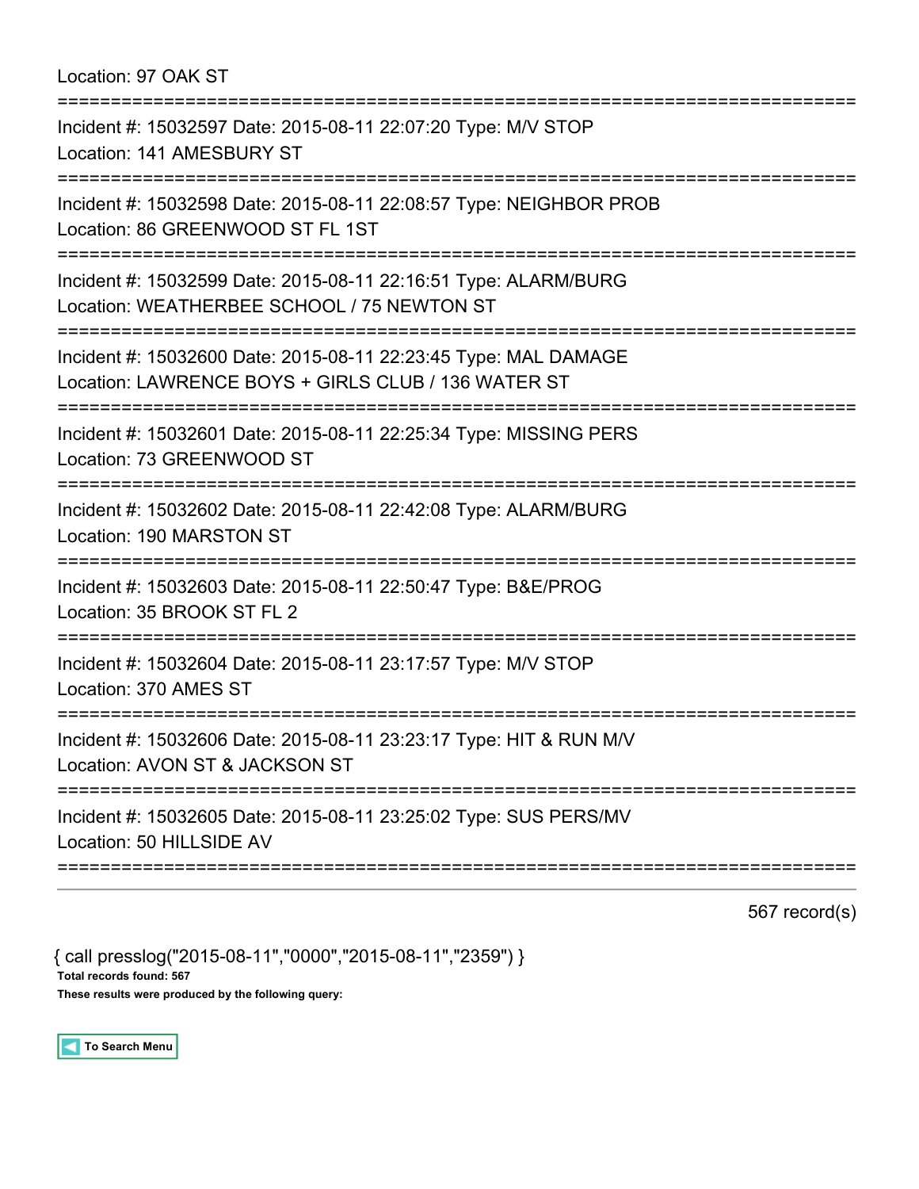Location: 97 OAK ST

===========================================================================

Incident #: 15032597 Date: 2015-08-11 22:07:20 Type: M/V STOP

Location: 141 AMESBURY ST

===========================================================================

Incident #: 15032598 Date: 2015-08-11 22:08:57 Type: NEIGHBOR PROB

Location: 86 GREENWOOD ST FL 1ST

===========================================================================

Incident #: 15032599 Date: 2015-08-11 22:16:51 Type: ALARM/BURG

Location: WEATHERBEE SCHOOL / 75 NEWTON ST

===========================================================================

Incident #: 15032600 Date: 2015-08-11 22:23:45 Type: MAL DAMAGE

Location: LAWRENCE BOYS + GIRLS CLUB / 136 WATER ST

===========================================================================

Incident #: 15032601 Date: 2015-08-11 22:25:34 Type: MISSING PERS

Location: 73 GREENWOOD ST

===========================================================================

Incident #: 15032602 Date: 2015-08-11 22:42:08 Type: ALARM/BURG

Location: 190 MARSTON ST

===========================================================================

Incident #: 15032603 Date: 2015-08-11 22:50:47 Type: B&E/PROG

Location: 35 BROOK ST FL 2

===========================================================================

Incident #: 15032604 Date: 2015-08-11 23:17:57 Type: M/V STOP

Location: 370 AMES ST

===========================================================================

Incident #: 15032606 Date: 2015-08-11 23:23:17 Type: HIT & RUN M/V

Location: AVON ST & JACKSON ST

===========================================================================

Incident #: 15032605 Date: 2015-08-11 23:25:02 Type: SUS PERS/MV

Location: 50 HILLSIDE AV

===========================================================================

567 record(s)

{ call presslog("2015-08-11","0000","2015-08-11","2359") }

**Total records found: 567**

**These results were produced by the following query:**

To Search Menu